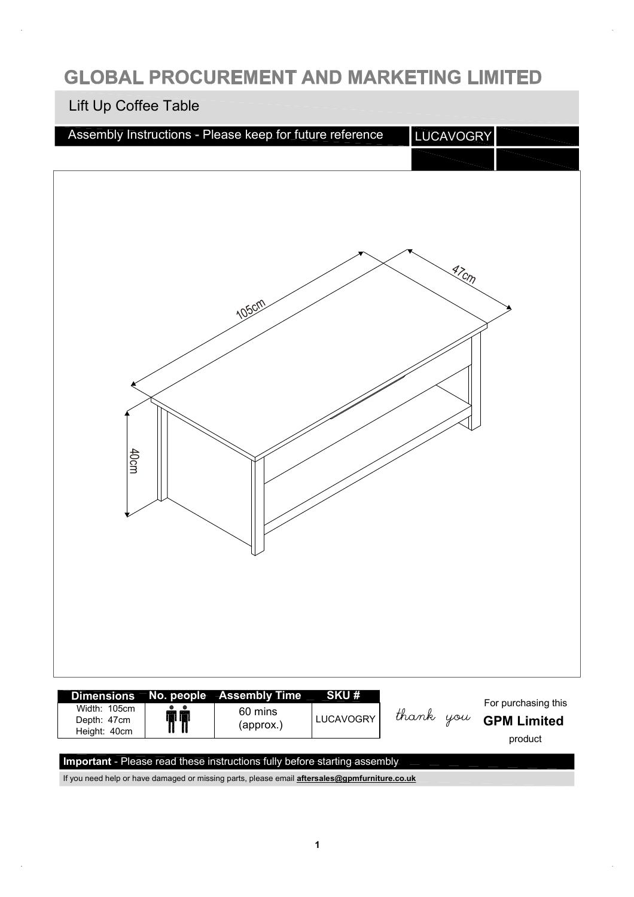# GLOBAL PROCUREMENT AND MARKETING LIMITED

## Lift Up Coffee Table

Assembly Instructions - Please keep for future reference | LUCAVOGRY

105cm

47cm

40cm

| Dimensions | No. people | Assembly Time | SKU # |
|---|---|---|---|
| Width: 105cm<br>Depth: 47cm<br>Height: 40cm | 2 | 60 mins (approx.) | LUCAVOGRY |

*thank you* For purchasing this **GPM Limited** product

**Important** - Please read these instructions fully before starting assembly

If you need help or have damaged or missing parts, please email **aftersales@gpmfurniture.co.uk**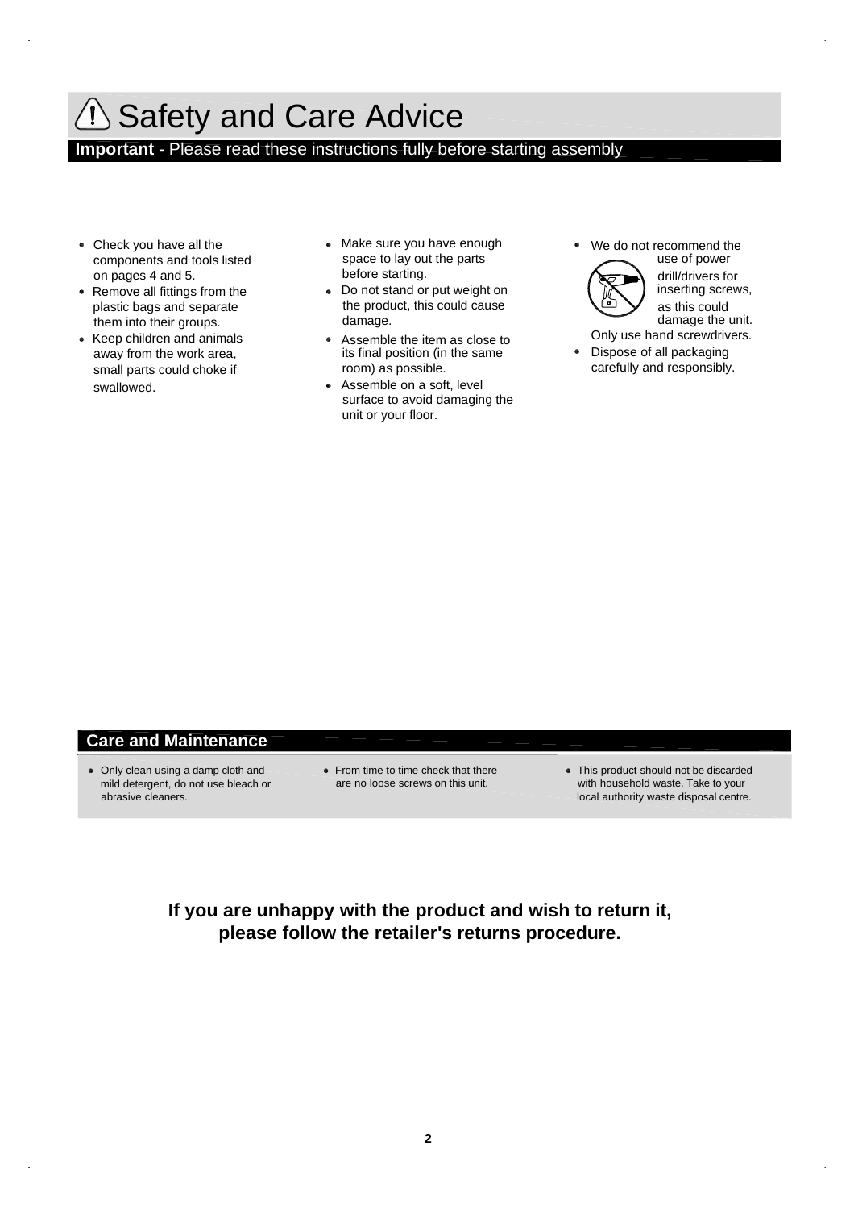# Safety and Care Advice

**Important** - Please read these instructions fully before starting assembly

- Check you have all the components and tools listed on pages 4 and 5.
- Remove all fittings from the plastic bags and separate them into their groups.
- Keep children and animals away from the work area, small parts could choke if swallowed.
- Make sure you have enough space to lay out the parts before starting.
- Do not stand or put weight on the product, this could cause damage.
- Assemble the item as close to its final position (in the same room) as possible.
- Assemble on a soft, level surface to avoid damaging the unit or your floor.
- We do not recommend the use of power drill/drivers for inserting screws, as this could damage the unit. Only use hand screwdrivers.
- Dispose of all packaging carefully and responsibly.

## Care and Maintenance

- Only clean using a damp cloth and mild detergent, do not use bleach or abrasive cleaners.
- From time to time check that there are no loose screws on this unit.
- This product should not be discarded with household waste. Take to your local authority waste disposal centre.

**If you are unhappy with the product and wish to return it, please follow the retailer's returns procedure.**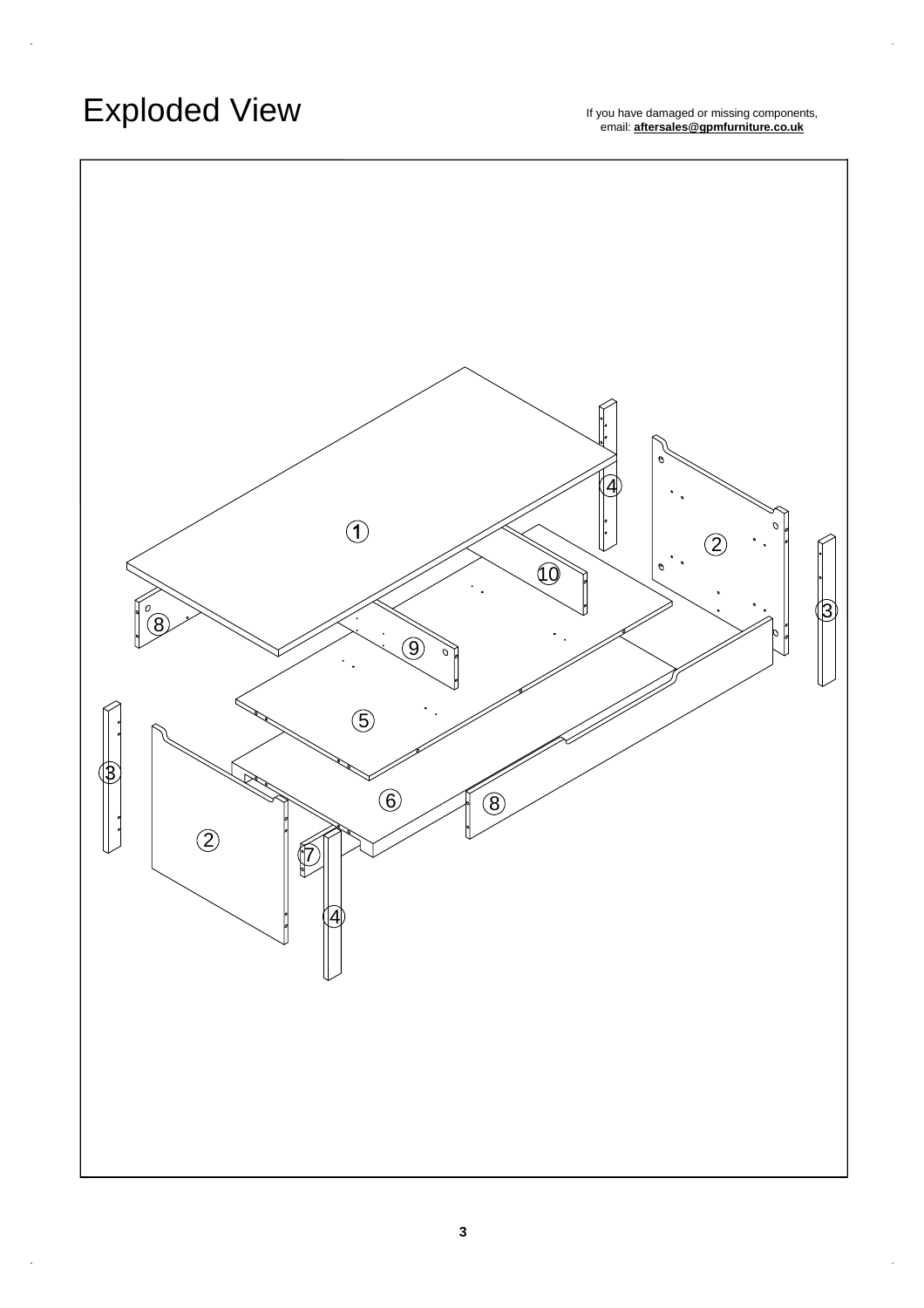# Exploded View

If you have damaged or missing components, email: **aftersales@gpmfurniture.co.uk**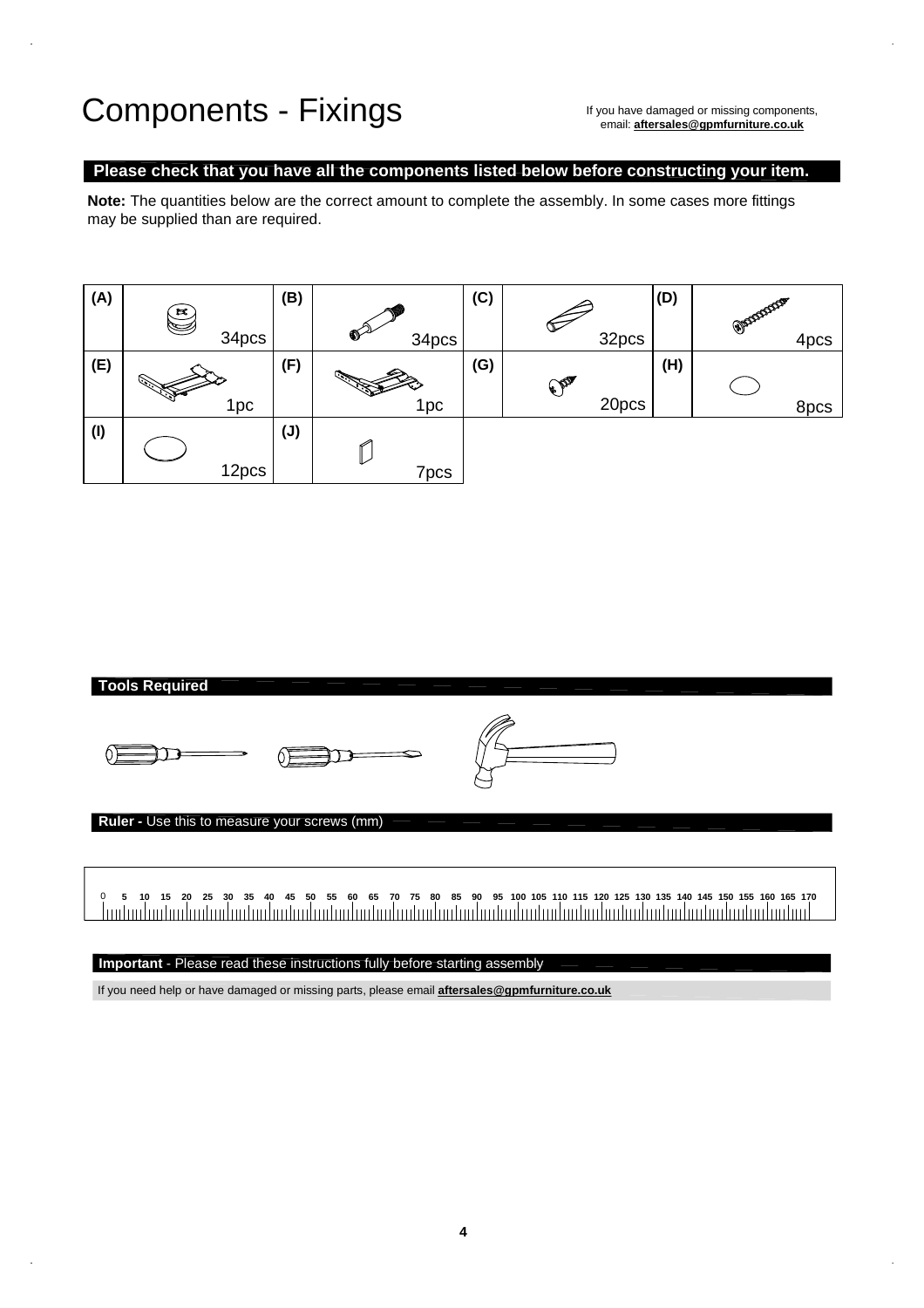# Components - Fixings

If you have damaged or missing components, email: **aftersales@gpmfurniture.co.uk**

**Please check that you have all the components listed below before constructing your item.**

**Note:** The quantities below are the correct amount to complete the assembly. In some cases more fittings may be supplied than are required.

| | | | | | | | |
|---|---|---|---|---|---|---|---|
| **(A)** | 34pcs | **(B)** | 34pcs | **(C)** | 32pcs | **(D)** | 4pcs |
| **(E)** | 1pc | **(F)** | 1pc | **(G)** | 20pcs | **(H)** | 8pcs |
| **(I)** | 12pcs | **(J)** | 7pcs | | | | |

**Tools Required**

**Ruler -** Use this to measure your screws (mm)

0 5 10 15 20 25 30 35 40 45 50 55 60 65 70 75 80 85 90 95 100 105 110 115 120 125 130 135 140 145 150 155 160 165 170

**Important** - Please read these instructions fully before starting assembly

If you need help or have damaged or missing parts, please email **aftersales@gpmfurniture.co.uk**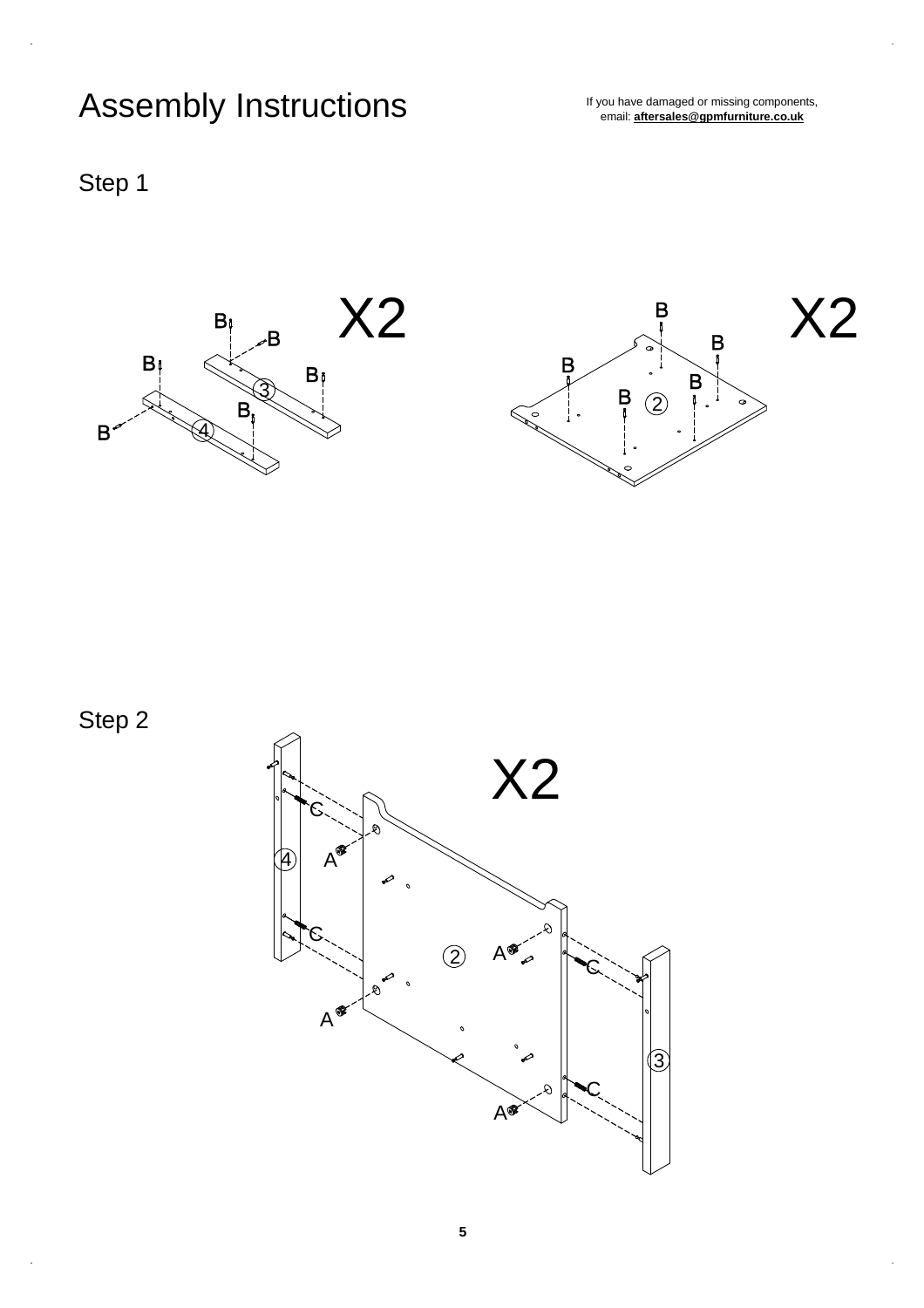# Assembly Instructions

If you have damaged or missing components, email: **aftersales@gpmfurniture.co.uk**

## Step 1

X2

X2

## Step 2

X2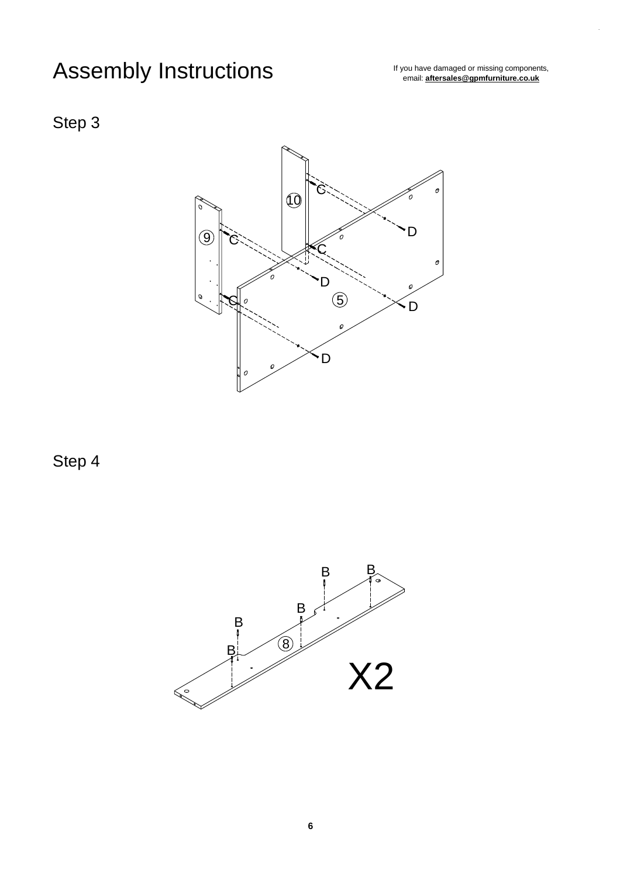# Assembly Instructions

If you have damaged or missing components,
email: **aftersales@gpmfurniture.co.uk**

## Step 3

## Step 4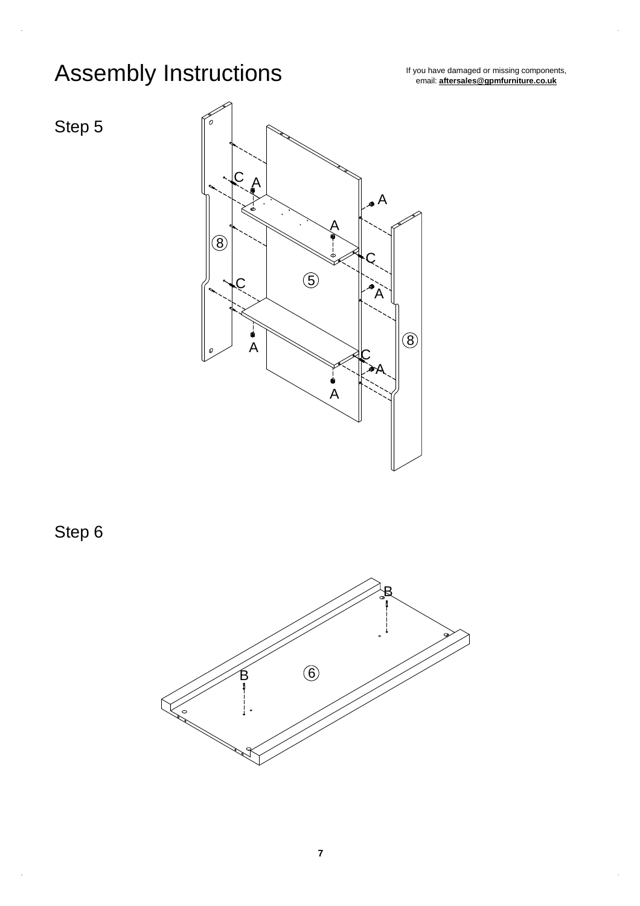# Assembly Instructions

If you have damaged or missing components,
email: **aftersales@gpmfurniture.co.uk**

## Step 5

## Step 6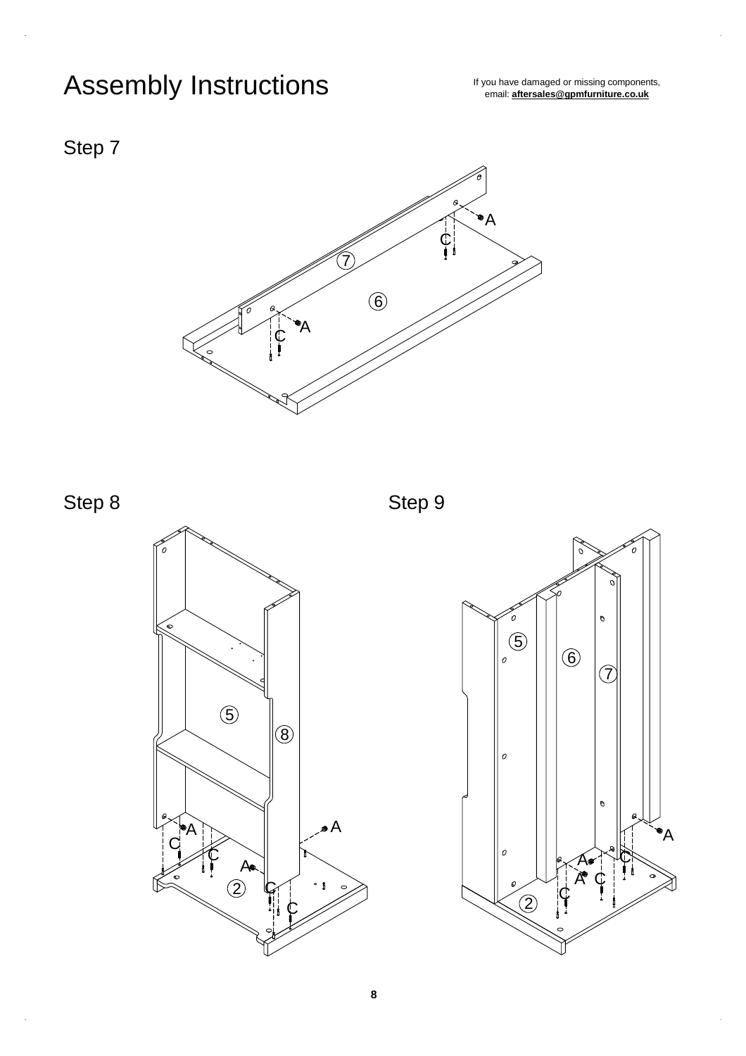# Assembly Instructions

If you have damaged or missing components,
email: **aftersales@gpmfurniture.co.uk**

## Step 7

## Step 8

## Step 9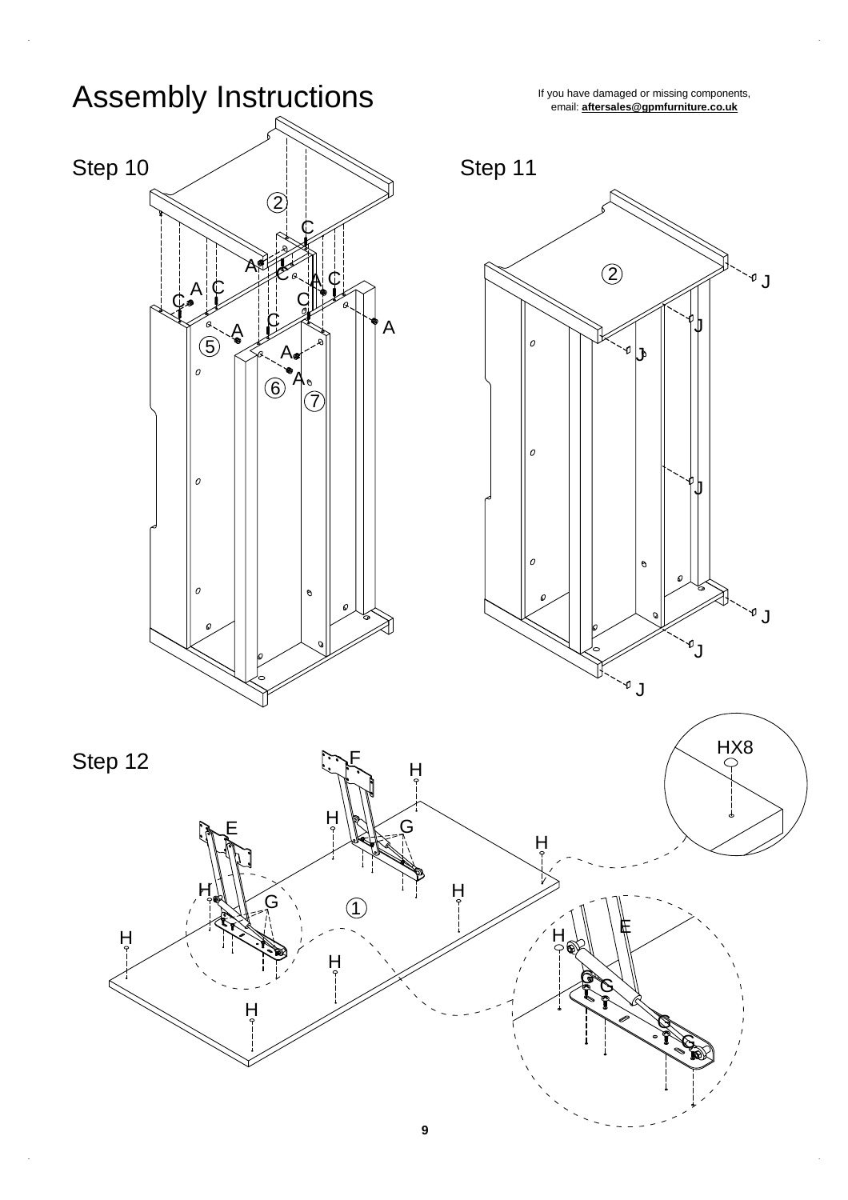# Assembly Instructions

If you have damaged or missing components, email: **aftersales@gpmfurniture.co.uk**

## Step 10

## Step 11

## Step 12

HX8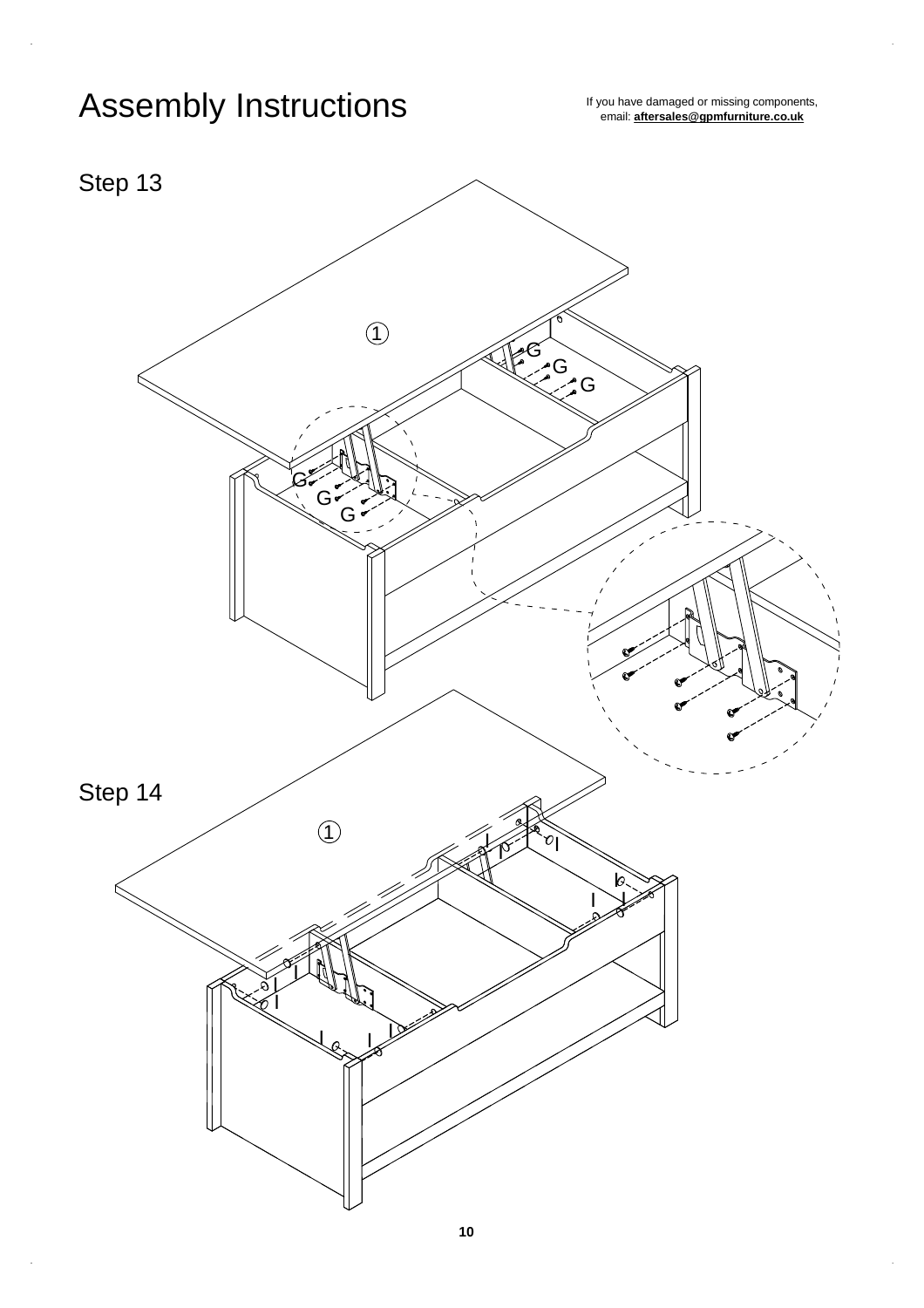# Assembly Instructions

If you have damaged or missing components,
email: **aftersales@gpmfurniture.co.uk**

## Step 13

1

G
G
G
G
G
G

## Step 14

1

I
I
I
I
I
I
I
I
I
I